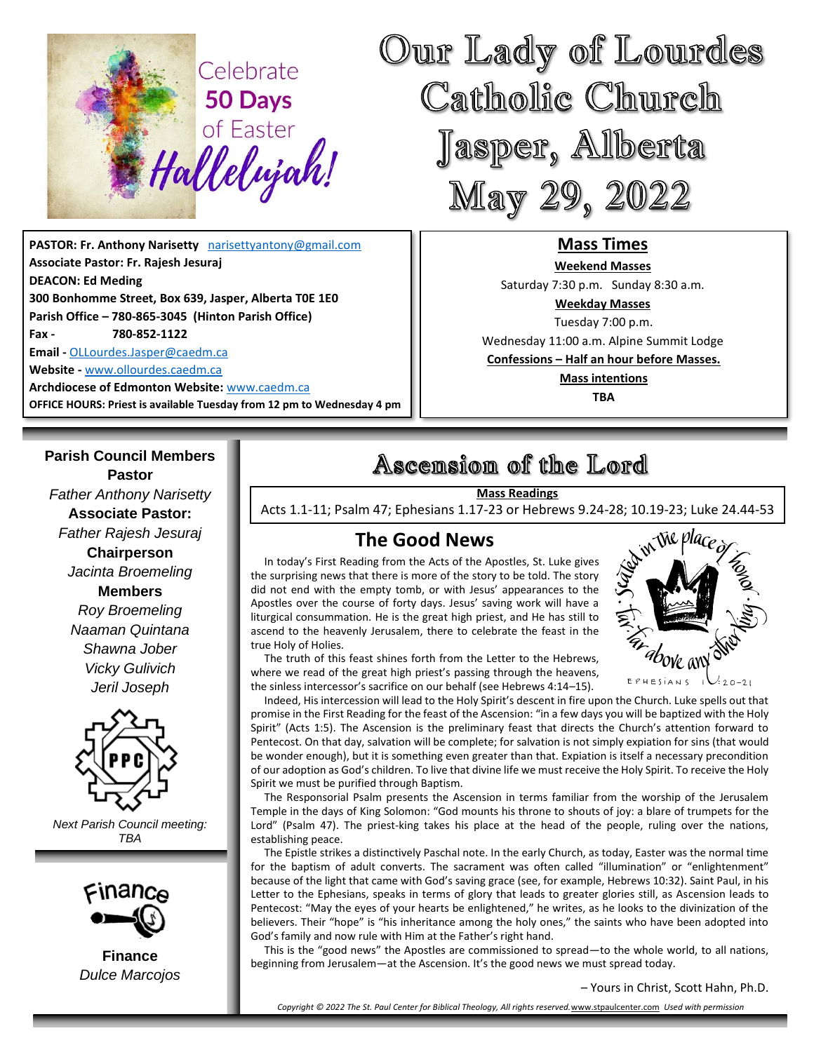Celebrate **50 Days** of Easter *Hallelujah!*

# Our Lady of Lourdes Catholic Church Jasper, Alberta May 29, 2022

**PASTOR: Fr. Anthony Narisetty** narisettyantony@gmail.com
**Associate Pastor: Fr. Rajesh Jesuraj**
**DEACON: Ed Meding**
**300 Bonhomme Street, Box 639, Jasper, Alberta T0E 1E0**
**Parish Office – 780-865-3045 (Hinton Parish Office)**
**Fax - 780-852-1122**
**Email -** OLLourdes.Jasper@caedm.ca
**Website -** www.ollourdes.caedm.ca
**Archdiocese of Edmonton Website:** www.caedm.ca
**OFFICE HOURS: Priest is available Tuesday from 12 pm to Wednesday 4 pm**

## Mass Times

**Weekend Masses**
Saturday 7:30 p.m. Sunday 8:30 a.m.
**Weekday Masses**
Tuesday 7:00 p.m.
Wednesday 11:00 a.m. Alpine Summit Lodge
**Confessions – Half an hour before Masses.**
**Mass intentions**
**TBA**

**Parish Council Members**
**Pastor**
*Father Anthony Narisetty*
**Associate Pastor:**
*Father Rajesh Jesuraj*
**Chairperson**
*Jacinta Broemeling*
**Members**
*Roy Broemeling*
*Naaman Quintana*
*Shawna Jober*
*Vicky Gulivich*
*Jeril Joseph*

*Next Parish Council meeting: TBA*

**Finance**
*Dulce Marcojos*

# Ascension of the Lord

**Mass Readings**
Acts 1.1-11; Psalm 47; Ephesians 1.17-23 or Hebrews 9.24-28; 10.19-23; Luke 24.44-53

## The Good News

In today's First Reading from the Acts of the Apostles, St. Luke gives the surprising news that there is more of the story to be told. The story did not end with the empty tomb, or with Jesus' appearances to the Apostles over the course of forty days. Jesus' saving work will have a liturgical consummation. He is the great high priest, and He has still to ascend to the heavenly Jerusalem, there to celebrate the feast in the true Holy of Holies.

The truth of this feast shines forth from the Letter to the Hebrews, where we read of the great high priest's passing through the heavens, the sinless intercessor's sacrifice on our behalf (see Hebrews 4:14–15).

Indeed, His intercession will lead to the Holy Spirit's descent in fire upon the Church. Luke spells out that promise in the First Reading for the feast of the Ascension: "in a few days you will be baptized with the Holy Spirit" (Acts 1:5). The Ascension is the preliminary feast that directs the Church's attention forward to Pentecost. On that day, salvation will be complete; for salvation is not simply expiation for sins (that would be wonder enough), but it is something even greater than that. Expiation is itself a necessary precondition of our adoption as God's children. To live that divine life we must receive the Holy Spirit. To receive the Holy Spirit we must be purified through Baptism.

The Responsorial Psalm presents the Ascension in terms familiar from the worship of the Jerusalem Temple in the days of King Solomon: "God mounts his throne to shouts of joy: a blare of trumpets for the Lord" (Psalm 47). The priest-king takes his place at the head of the people, ruling over the nations, establishing peace.

The Epistle strikes a distinctively Paschal note. In the early Church, as today, Easter was the normal time for the baptism of adult converts. The sacrament was often called "illumination" or "enlightenment" because of the light that came with God's saving grace (see, for example, Hebrews 10:32). Saint Paul, in his Letter to the Ephesians, speaks in terms of glory that leads to greater glories still, as Ascension leads to Pentecost: "May the eyes of your hearts be enlightened," he writes, as he looks to the divinization of the believers. Their "hope" is "his inheritance among the holy ones," the saints who have been adopted into God's family and now rule with Him at the Father's right hand.

This is the "good news" the Apostles are commissioned to spread—to the whole world, to all nations, beginning from Jerusalem—at the Ascension. It's the good news we must spread today.

– Yours in Christ, Scott Hahn, Ph.D.

*Copyright © 2022 The St. Paul Center for Biblical Theology, All rights reserved.* www.stpaulcenter.com *Used with permission*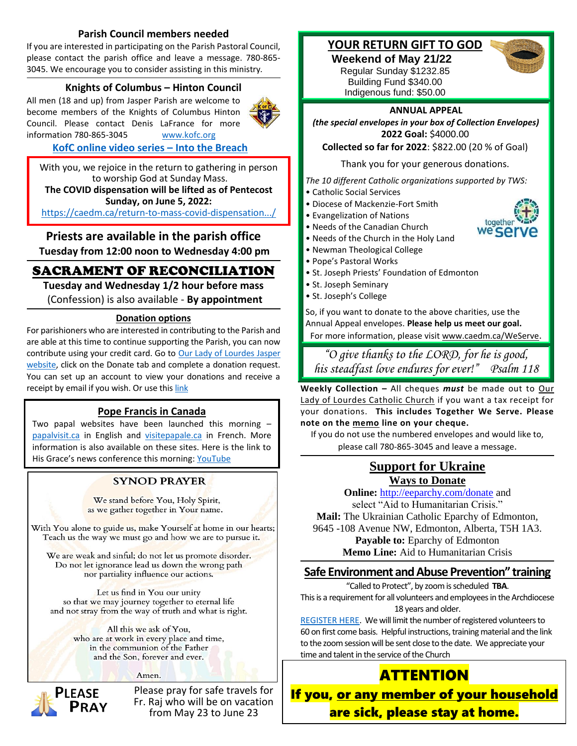## Parish Council members needed

If you are interested in participating on the Parish Pastoral Council, please contact the parish office and leave a message. 780-865-3045. We encourage you to consider assisting in this ministry.

## Knights of Columbus – Hinton Council

All men (18 and up) from Jasper Parish are welcome to become members of the Knights of Columbus Hinton Council. Please contact Denis LaFrance for more information 780-865-3045 www.kofc.org

**KofC online video series – Into the Breach**

With you, we rejoice in the return to gathering in person to worship God at Sunday Mass.
**The COVID dispensation will be lifted as of Pentecost Sunday, on June 5, 2022:**
https://caedm.ca/return-to-mass-covid-dispensation.../

## Priests are available in the parish office

**Tuesday from 12:00 noon to Wednesday 4:00 pm**

## SACRAMENT OF RECONCILIATION

**Tuesday and Wednesday 1/2 hour before mass**
(Confession) is also available - **By appointment**

### Donation options

For parishioners who are interested in contributing to the Parish and are able at this time to continue supporting the Parish, you can now contribute using your credit card. Go to Our Lady of Lourdes Jasper website, click on the Donate tab and complete a donation request. You can set up an account to view your donations and receive a receipt by email if you wish. Or use this link

### Pope Francis in Canada

Two papal websites have been launched this morning – papalvisit.ca in English and visitepapale.ca in French. More information is also available on these sites. Here is the link to His Grace's news conference this morning: YouTube

### SYNOD PRAYER

We stand before You, Holy Spirit,
as we gather together in Your name.

With You alone to guide us, make Yourself at home in our hearts;
Teach us the way we must go and how we are to pursue it.

We are weak and sinful; do not let us promote disorder.
Do not let ignorance lead us down the wrong path
nor partiality influence our actions.

Let us find in You our unity
so that we may journey together to eternal life
and not stray from the way of truth and what is right.

All this we ask of You,
who are at work in every place and time,
in the communion of the Father
and the Son, forever and ever.

Amen.

**PLEASE PRAY**

Please pray for safe travels for Fr. Raj who will be on vacation from May 23 to June 23

## YOUR RETURN GIFT TO GOD

**Weekend of May 21/22**

Regular Sunday $1232.85
Building Fund $340.00
Indigenous fund: $50.00

### ANNUAL APPEAL

***(the special envelopes in your box of Collection Envelopes)***
**2022 Goal:** $4000.00
**Collected so far for 2022**: $822.00 (20 % of Goal)

Thank you for your generous donations.

*The 10 different Catholic organizations supported by TWS:*

- Catholic Social Services
- Diocese of Mackenzie-Fort Smith
- Evangelization of Nations
- Needs of the Canadian Church
- Needs of the Church in the Holy Land
- Newman Theological College
- Pope's Pastoral Works
- St. Joseph Priests' Foundation of Edmonton
- St. Joseph Seminary
- St. Joseph's College

together we serve

So, if you want to donate to the above charities, use the Annual Appeal envelopes. **Please help us meet our goal.**
For more information, please visit www.caedm.ca/WeServe.

*"O give thanks to the LORD, for he is good, his steadfast love endures for ever!" Psalm 118*

**Weekly Collection –** All cheques ***must*** be made out to Our Lady of Lourdes Catholic Church if you want a tax receipt for your donations. **This includes Together We Serve. Please note on the memo line on your cheque.**
If you do not use the numbered envelopes and would like to, please call 780-865-3045 and leave a message.

## Support for Ukraine

**Ways to Donate**

**Online:** http://eeparchy.com/donate and select "Aid to Humanitarian Crisis."
**Mail:** The Ukrainian Catholic Eparchy of Edmonton, 9645 -108 Avenue NW, Edmonton, Alberta, T5H 1A3.
**Payable to:** Eparchy of Edmonton
**Memo Line:** Aid to Humanitarian Crisis

## Safe Environment and Abuse Prevention" training

"Called to Protect", by zoom is scheduled **TBA**.
This is a requirement for all volunteers and employees in the Archdiocese 18 years and older.
REGISTER HERE. We will limit the number of registered volunteers to 60 on first come basis. Helpful instructions, training material and the link to the zoom session will be sent close to the date. We appreciate your time and talent in the service of the Church

## ATTENTION

**If you, or any member of your household are sick, please stay at home.**